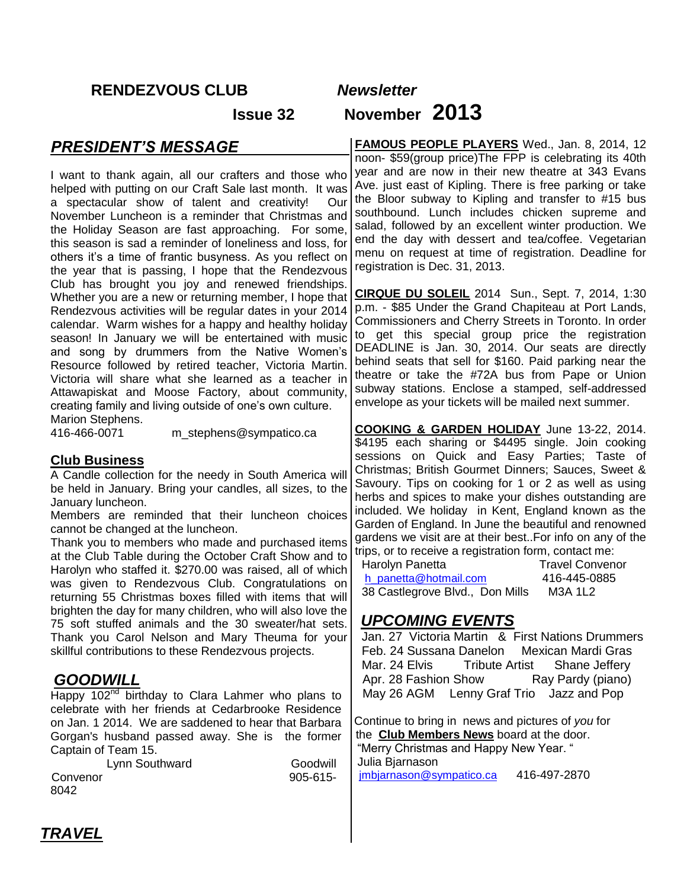# RENDEZVOUS CLUB *Newsletter*

**Issue 32 November 2013**

## *PRESIDENT'S MESSAGE*

I want to thank again, all our crafters and those who helped with putting on our Craft Sale last month. It was a spectacular show of talent and creativity! Our November Luncheon is a reminder that Christmas and the Holiday Season are fast approaching. For some, this season is sad a reminder of loneliness and loss, for others it's a time of frantic busyness. As you reflect on the year that is passing, I hope that the Rendezvous Club has brought you joy and renewed friendships. Whether you are a new or returning member, I hope that Rendezvous activities will be regular dates in your 2014 calendar. Warm wishes for a happy and healthy holiday season! In January we will be entertained with music and song by drummers from the Native Women's Resource followed by retired teacher, Victoria Martin. Victoria will share what she learned as a teacher in Attawapiskat and Moose Factory, about community, creating family and living outside of one's own culture.

Marion Stephens.
416-466-0071 m_stephens@sympatico.ca

### Club Business

A Candle collection for the needy in South America will be held in January. Bring your candles, all sizes, to the January luncheon.

Members are reminded that their luncheon choices cannot be changed at the luncheon.

Thank you to members who made and purchased items at the Club Table during the October Craft Show and to Harolyn who staffed it. $270.00 was raised, all of which was given to Rendezvous Club. Congratulations on returning 55 Christmas boxes filled with items that will brighten the day for many children, who will also love the 75 soft stuffed animals and the 30 sweater/hat sets. Thank you Carol Nelson and Mary Theuma for your skillful contributions to these Rendezvous projects.

## *GOODWILL*

Happy 102nd birthday to Clara Lahmer who plans to celebrate with her friends at Cedarbrooke Residence on Jan. 1 2014. We are saddened to hear that Barbara Gorgan's husband passed away. She is the former Captain of Team 15.

Lynn Southward Goodwill Convenor 905-615-8042

## *TRAVEL*

**FAMOUS PEOPLE PLAYERS** Wed., Jan. 8, 2014, 12 noon- $59(group price)The FPP is celebrating its 40th year and are now in their new theatre at 343 Evans Ave. just east of Kipling. There is free parking or take the Bloor subway to Kipling and transfer to #15 bus southbound. Lunch includes chicken supreme and salad, followed by an excellent winter production. We end the day with dessert and tea/coffee. Vegetarian menu on request at time of registration. Deadline for registration is Dec. 31, 2013.

**CIRQUE DU SOLEIL** 2014 Sun., Sept. 7, 2014, 1:30 p.m. - $85 Under the Grand Chapiteau at Port Lands, Commissioners and Cherry Streets in Toronto. In order to get this special group price the registration DEADLINE is Jan. 30, 2014. Our seats are directly behind seats that sell for $160. Paid parking near the theatre or take the #72A bus from Pape or Union subway stations. Enclose a stamped, self-addressed envelope as your tickets will be mailed next summer.

**COOKING & GARDEN HOLIDAY** June 13-22, 2014. $4195 each sharing or $4495 single. Join cooking sessions on Quick and Easy Parties; Taste of Christmas; British Gourmet Dinners; Sauces, Sweet & Savoury. Tips on cooking for 1 or 2 as well as using herbs and spices to make your dishes outstanding are included. We holiday in Kent, England known as the Garden of England. In June the beautiful and renowned gardens we visit are at their best..For info on any of the trips, or to receive a registration form, contact me:

Harolyn Panetta Travel Convenor
h_panetta@hotmail.com 416-445-0885
38 Castlegrove Blvd., Don Mills M3A 1L2

## *UPCOMING EVENTS*

Jan. 27 Victoria Martin & First Nations Drummers
Feb. 24 Sussana Danelon Mexican Mardi Gras
Mar. 24 Elvis Tribute Artist Shane Jeffery
Apr. 28 Fashion Show Ray Pardy (piano)
May 26 AGM Lenny Graf Trio Jazz and Pop

Continue to bring in news and pictures of *you* for the **Club Members News** board at the door.
"Merry Christmas and Happy New Year. "
Julia Bjarnason
jmbjarnason@sympatico.ca 416-497-2870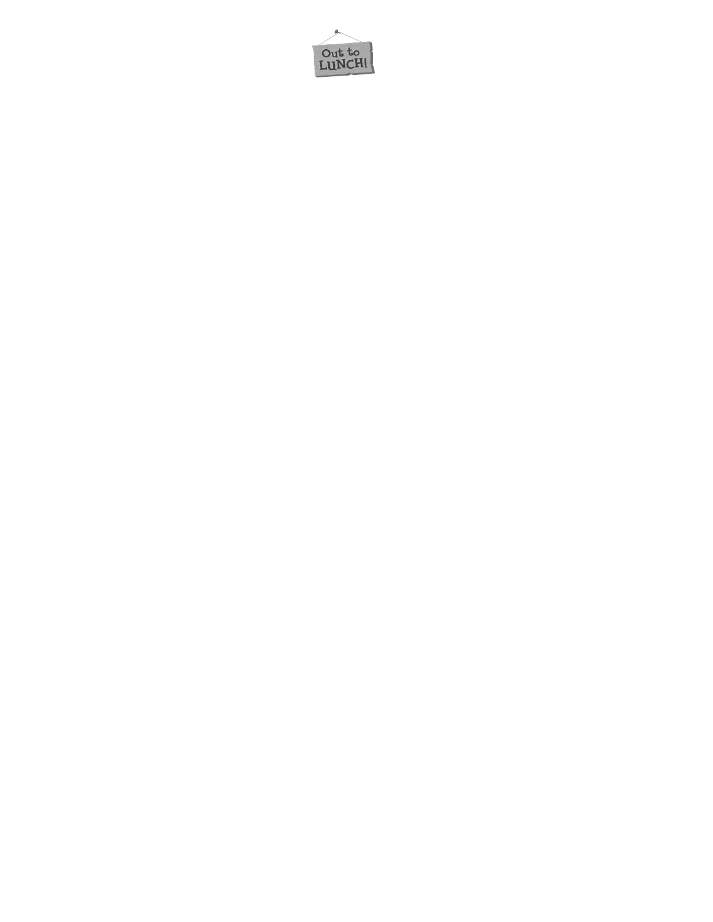Out to LUNCH!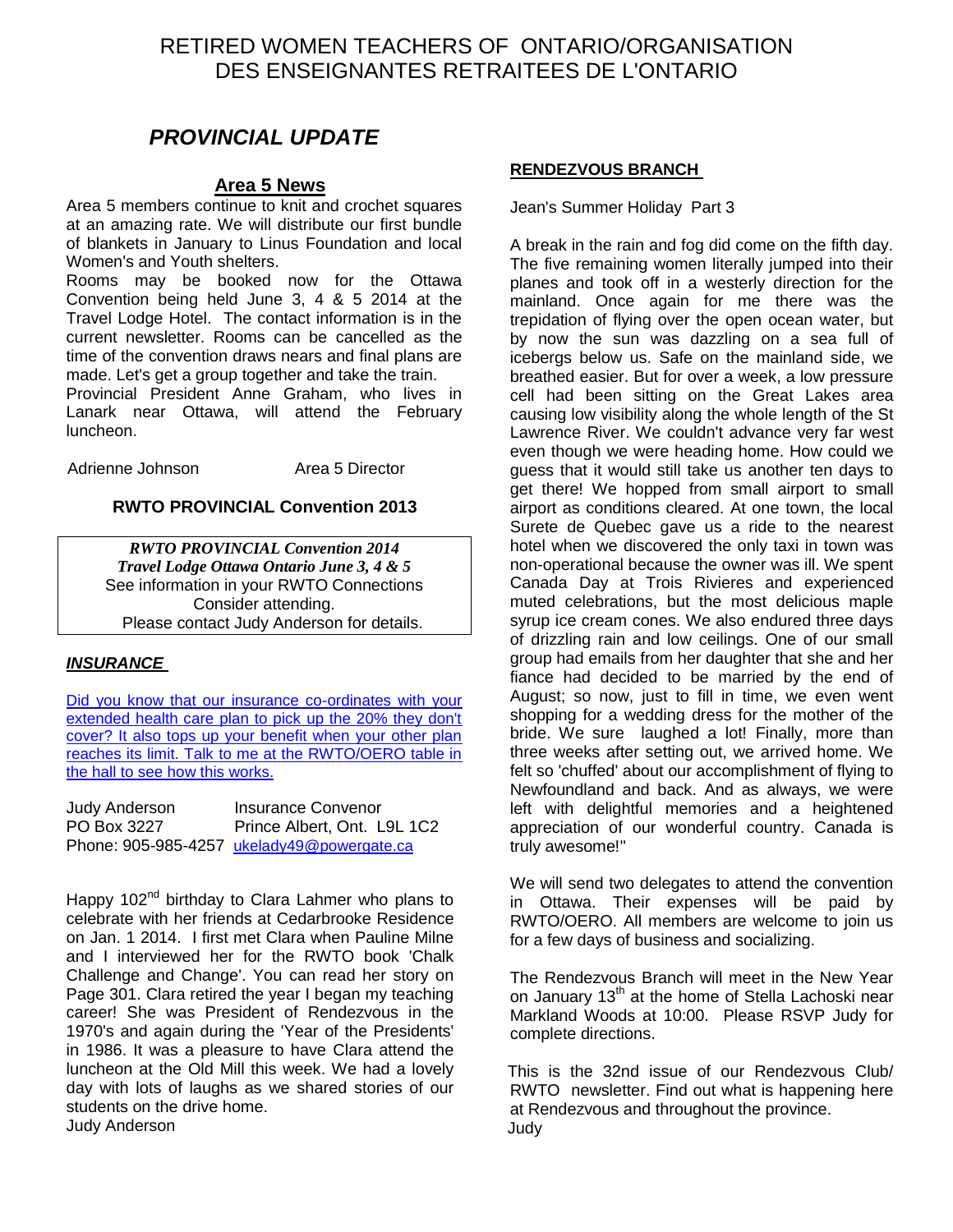# RETIRED WOMEN TEACHERS OF ONTARIO/ORGANISATION DES ENSEIGNANTES RETRAITEES DE L'ONTARIO

## *PROVINCIAL UPDATE*

### Area 5 News

Area 5 members continue to knit and crochet squares at an amazing rate. We will distribute our first bundle of blankets in January to Linus Foundation and local Women's and Youth shelters.

Rooms may be booked now for the Ottawa Convention being held June 3, 4 & 5 2014 at the Travel Lodge Hotel. The contact information is in the current newsletter. Rooms can be cancelled as the time of the convention draws nears and final plans are made. Let's get a group together and take the train.

Provincial President Anne Graham, who lives in Lanark near Ottawa, will attend the February luncheon.

Adrienne Johnson Area 5 Director

### RWTO PROVINCIAL Convention 2013

***RWTO PROVINCIAL Convention 2014***
***Travel Lodge Ottawa Ontario June 3, 4 & 5***
See information in your RWTO Connections
Consider attending.
Please contact Judy Anderson for details.

### *INSURANCE*

Did you know that our insurance co-ordinates with your extended health care plan to pick up the 20% they don't cover? It also tops up your benefit when your other plan reaches its limit. Talk to me at the RWTO/OERO table in the hall to see how this works.

Judy Anderson Insurance Convenor
PO Box 3227 Prince Albert, Ont. L9L 1C2
Phone: 905-985-4257 ukelady49@powergate.ca

Happy 102nd birthday to Clara Lahmer who plans to celebrate with her friends at Cedarbrooke Residence on Jan. 1 2014. I first met Clara when Pauline Milne and I interviewed her for the RWTO book 'Chalk Challenge and Change'. You can read her story on Page 301. Clara retired the year I began my teaching career! She was President of Rendezvous in the 1970's and again during the 'Year of the Presidents' in 1986. It was a pleasure to have Clara attend the luncheon at the Old Mill this week. We had a lovely day with lots of laughs as we shared stories of our students on the drive home.
Judy Anderson

### RENDEZVOUS BRANCH

Jean's Summer Holiday Part 3

A break in the rain and fog did come on the fifth day. The five remaining women literally jumped into their planes and took off in a westerly direction for the mainland. Once again for me there was the trepidation of flying over the open ocean water, but by now the sun was dazzling on a sea full of icebergs below us. Safe on the mainland side, we breathed easier. But for over a week, a low pressure cell had been sitting on the Great Lakes area causing low visibility along the whole length of the St Lawrence River. We couldn't advance very far west even though we were heading home. How could we guess that it would still take us another ten days to get there! We hopped from small airport to small airport as conditions cleared. At one town, the local Surete de Quebec gave us a ride to the nearest hotel when we discovered the only taxi in town was non-operational because the owner was ill. We spent Canada Day at Trois Rivieres and experienced muted celebrations, but the most delicious maple syrup ice cream cones. We also endured three days of drizzling rain and low ceilings. One of our small group had emails from her daughter that she and her fiance had decided to be married by the end of August; so now, just to fill in time, we even went shopping for a wedding dress for the mother of the bride. We sure laughed a lot! Finally, more than three weeks after setting out, we arrived home. We felt so 'chuffed' about our accomplishment of flying to Newfoundland and back. And as always, we were left with delightful memories and a heightened appreciation of our wonderful country. Canada is truly awesome!"

We will send two delegates to attend the convention in Ottawa. Their expenses will be paid by RWTO/OERO. All members are welcome to join us for a few days of business and socializing.

The Rendezvous Branch will meet in the New Year on January 13th at the home of Stella Lachoski near Markland Woods at 10:00. Please RSVP Judy for complete directions.

This is the 32nd issue of our Rendezvous Club/ RWTO newsletter. Find out what is happening here at Rendezvous and throughout the province.
Judy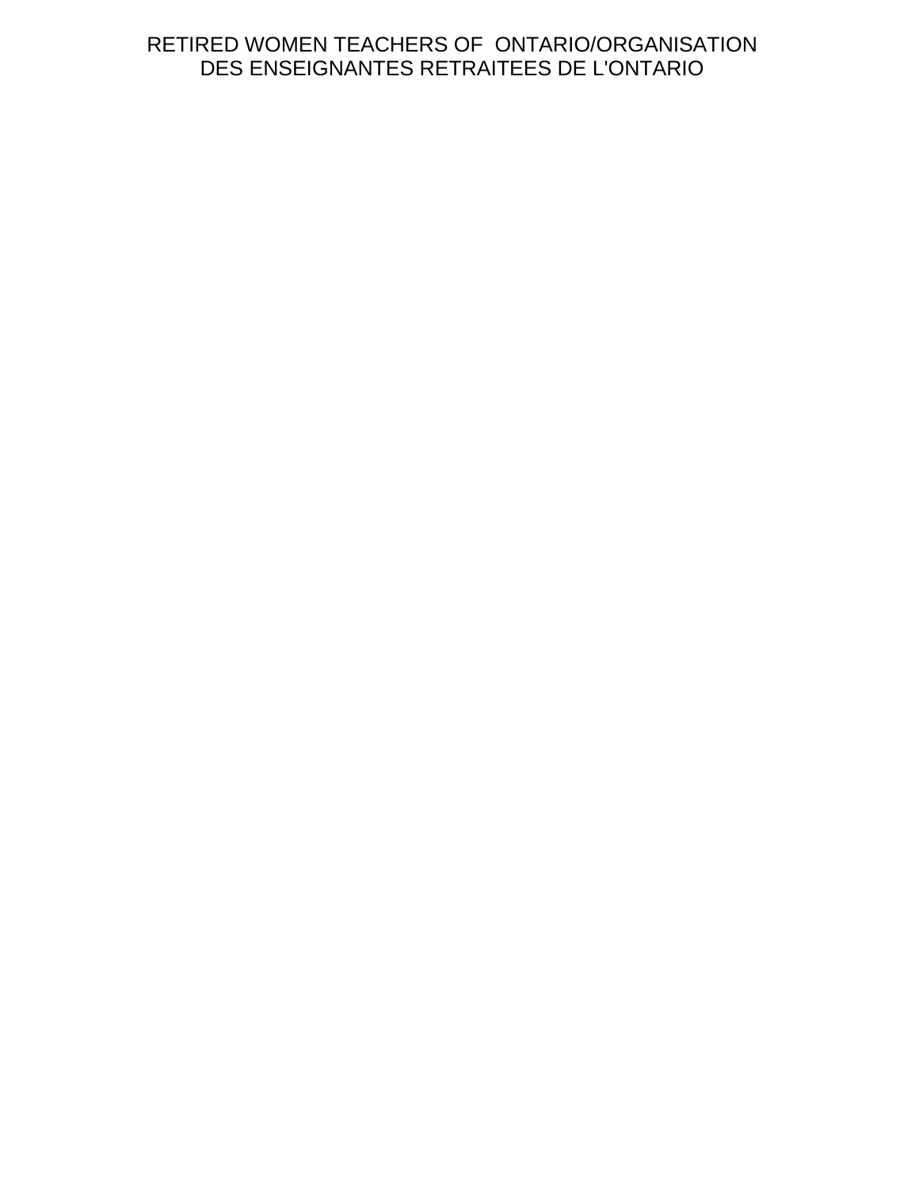RETIRED WOMEN TEACHERS OF ONTARIO/ORGANISATION DES ENSEIGNANTES RETRAITEES DE L'ONTARIO